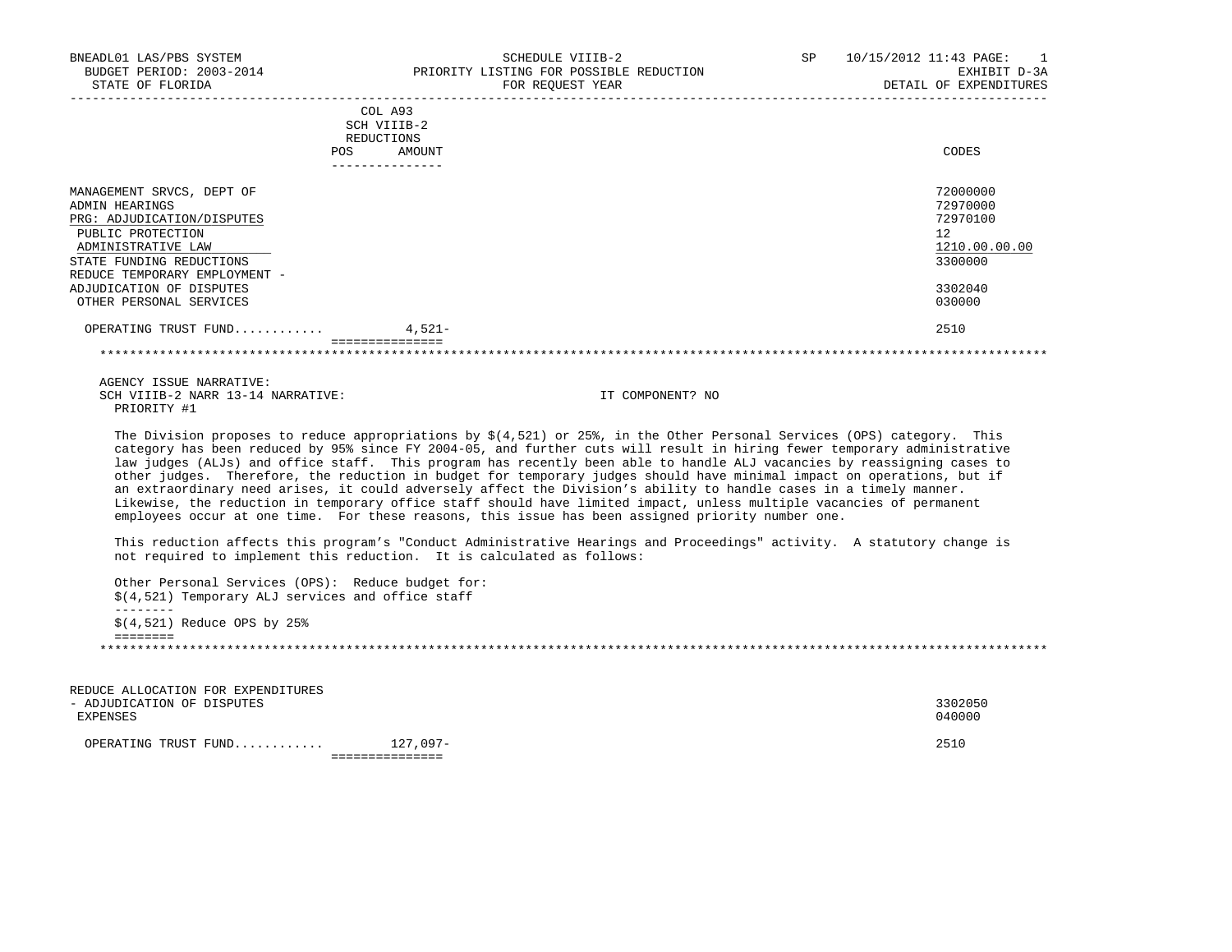BNEADL01 LAS/PBS SYSTEM | SCHEDULE VIIIB-2 | SP 10/15/2012 11:43
BUDGET PERIOD: 2003-2014 | PRIORITY LISTING FOR POSSIBLE REDUCTION | EXHIBIT D-3A
STATE OF FLORIDA | FOR REQUEST YEAR | DETAIL OF EXPENDITURES

| | COL A93 SCH VIIIB-2 REDUCTIONS POS | AMOUNT | CODES |
|---|---|---|---|
| MANAGEMENT SRVCS, DEPT OF | | | 72000000 |
| ADMIN HEARINGS | | | 72970000 |
| PRG: ADJUDICATION/DISPUTES | | | 72970100 |
| PUBLIC PROTECTION | | | 12 |
| ADMINISTRATIVE LAW | | | 1210.00.00.00 |
| STATE FUNDING REDUCTIONS | | | 3300000 |
| REDUCE TEMPORARY EMPLOYMENT - ADJUDICATION OF DISPUTES | | | 3302040 |
| OTHER PERSONAL SERVICES | | | 030000 |
| OPERATING TRUST FUND........... | | 4,521- | 2510 |

AGENCY ISSUE NARRATIVE:
SCH VIIIB-2 NARR 13-14 NARRATIVE: IT COMPONENT? NO
PRIORITY #1

The Division proposes to reduce appropriations by $(4,521) or 25%, in the Other Personal Services (OPS) category. This category has been reduced by 95% since FY 2004-05, and further cuts will result in hiring fewer temporary administrative law judges (ALJs) and office staff. This program has recently been able to handle ALJ vacancies by reassigning cases to other judges. Therefore, the reduction in budget for temporary judges should have minimal impact on operations, but if an extraordinary need arises, it could adversely affect the Division's ability to handle cases in a timely manner. Likewise, the reduction in temporary office staff should have limited impact, unless multiple vacancies of permanent employees occur at one time. For these reasons, this issue has been assigned priority number one.

This reduction affects this program's "Conduct Administrative Hearings and Proceedings" activity. A statutory change is not required to implement this reduction. It is calculated as follows:

Other Personal Services (OPS): Reduce budget for:
$(4,521) Temporary ALJ services and office staff
--------
$(4,521) Reduce OPS by 25%
========

| | | AMOUNT | CODES |
|---|---|---|---|
| REDUCE ALLOCATION FOR EXPENDITURES - ADJUDICATION OF DISPUTES | | | 3302050 |
| EXPENSES | | | 040000 |
| OPERATING TRUST FUND........... | | 127,097- | 2510 |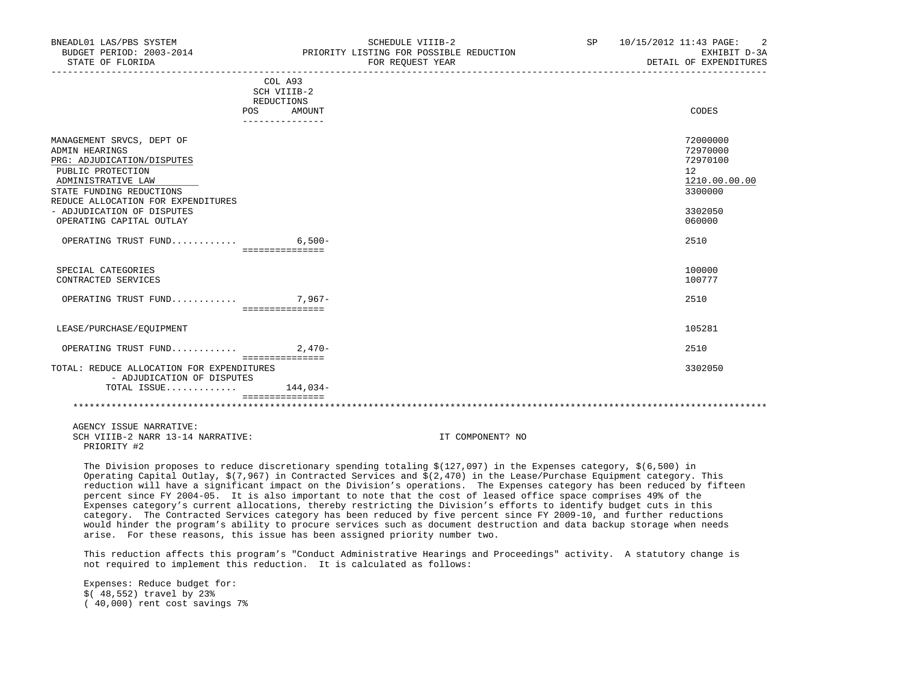| | COL A93 SCH VIIIB-2 REDUCTIONS POS AMOUNT | CODES |
|---|---|---|
| MANAGEMENT SRVCS, DEPT OF | | 72000000 |
| ADMIN HEARINGS | | 72970000 |
| PRG: ADJUDICATION/DISPUTES | | 72970100 |
| PUBLIC PROTECTION | | 12 |
| ADMINISTRATIVE LAW | | 1210.00.00.00 |
| STATE FUNDING REDUCTIONS | | 3300000 |
| REDUCE ALLOCATION FOR EXPENDITURES - ADJUDICATION OF DISPUTES | | 3302050 |
| OPERATING CAPITAL OUTLAY | | 060000 |
| OPERATING TRUST FUND............ | 6,500- | 2510 |
| SPECIAL CATEGORIES | | 100000 |
| CONTRACTED SERVICES | | 100777 |
| OPERATING TRUST FUND............ | 7,967- | 2510 |
| LEASE/PURCHASE/EQUIPMENT | | 105281 |
| OPERATING TRUST FUND............ | 2,470- | 2510 |
| TOTAL: REDUCE ALLOCATION FOR EXPENDITURES - ADJUDICATION OF DISPUTES | | 3302050 |
| TOTAL ISSUE............ | 144,034- | |

AGENCY ISSUE NARRATIVE:
SCH VIIIB-2 NARR 13-14 NARRATIVE: IT COMPONENT? NO
PRIORITY #2

The Division proposes to reduce discretionary spending totaling $(127,097) in the Expenses category, $(6,500) in Operating Capital Outlay, $(7,967) in Contracted Services and $(2,470) in the Lease/Purchase Equipment category. This reduction will have a significant impact on the Division's operations. The Expenses category has been reduced by fifteen percent since FY 2004-05. It is also important to note that the cost of leased office space comprises 49% of the Expenses category's current allocations, thereby restricting the Division's efforts to identify budget cuts in this category. The Contracted Services category has been reduced by five percent since FY 2009-10, and further reductions would hinder the program's ability to procure services such as document destruction and data backup storage when needs arise. For these reasons, this issue has been assigned priority number two.

This reduction affects this program's "Conduct Administrative Hearings and Proceedings" activity. A statutory change is not required to implement this reduction. It is calculated as follows:

Expenses: Reduce budget for:
$( 48,552) travel by 23%
( 40,000) rent cost savings 7%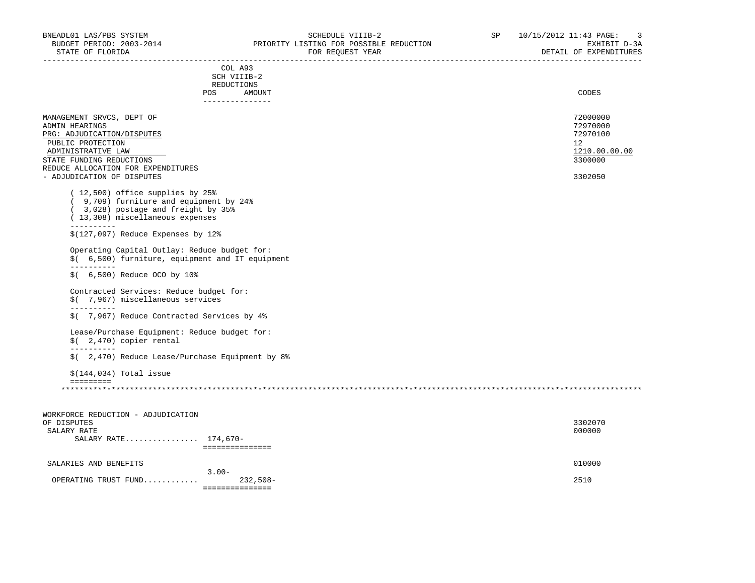COL A93
SCH VIIIB-2
REDUCTIONS

| | POS | AMOUNT | CODES |
|---|---|---|---|
| MANAGEMENT SRVCS, DEPT OF | | | 72000000 |
| ADMIN HEARINGS | | | 72970000 |
| PRG: ADJUDICATION/DISPUTES | | | 72970100 |
| PUBLIC PROTECTION | | | 12 |
| ADMINISTRATIVE LAW | | | 1210.00.00.00 |
| STATE FUNDING REDUCTIONS | | | 3300000 |
| REDUCE ALLOCATION FOR EXPENDITURES - ADJUDICATION OF DISPUTES | | | 3302050 |

( 12,500) office supplies by 25%
(  9,709) furniture and equipment by 24%
(  3,028) postage and freight by 35%
( 13,308) miscellaneous expenses
----------
$(127,097) Reduce Expenses by 12%

Operating Capital Outlay: Reduce budget for:
$(  6,500) furniture, equipment and IT equipment
----------
$(  6,500) Reduce OCO by 10%

Contracted Services: Reduce budget for:
$(  7,967) miscellaneous services
----------
$(  7,967) Reduce Contracted Services by 4%

Lease/Purchase Equipment: Reduce budget for:
$(  2,470) copier rental
----------
$(  2,470) Reduce Lease/Purchase Equipment by 8%

$(144,034) Total issue
=========

| | POS | AMOUNT | CODES |
|---|---|---|---|
| WORKFORCE REDUCTION - ADJUDICATION OF DISPUTES | | | 3302070 |
| SALARY RATE | | | 000000 |
| SALARY RATE................ | 174,670- | | |
| SALARIES AND BENEFITS | | | 010000 |
| OPERATING TRUST FUND........... | 3.00- | 232,508- | 2510 |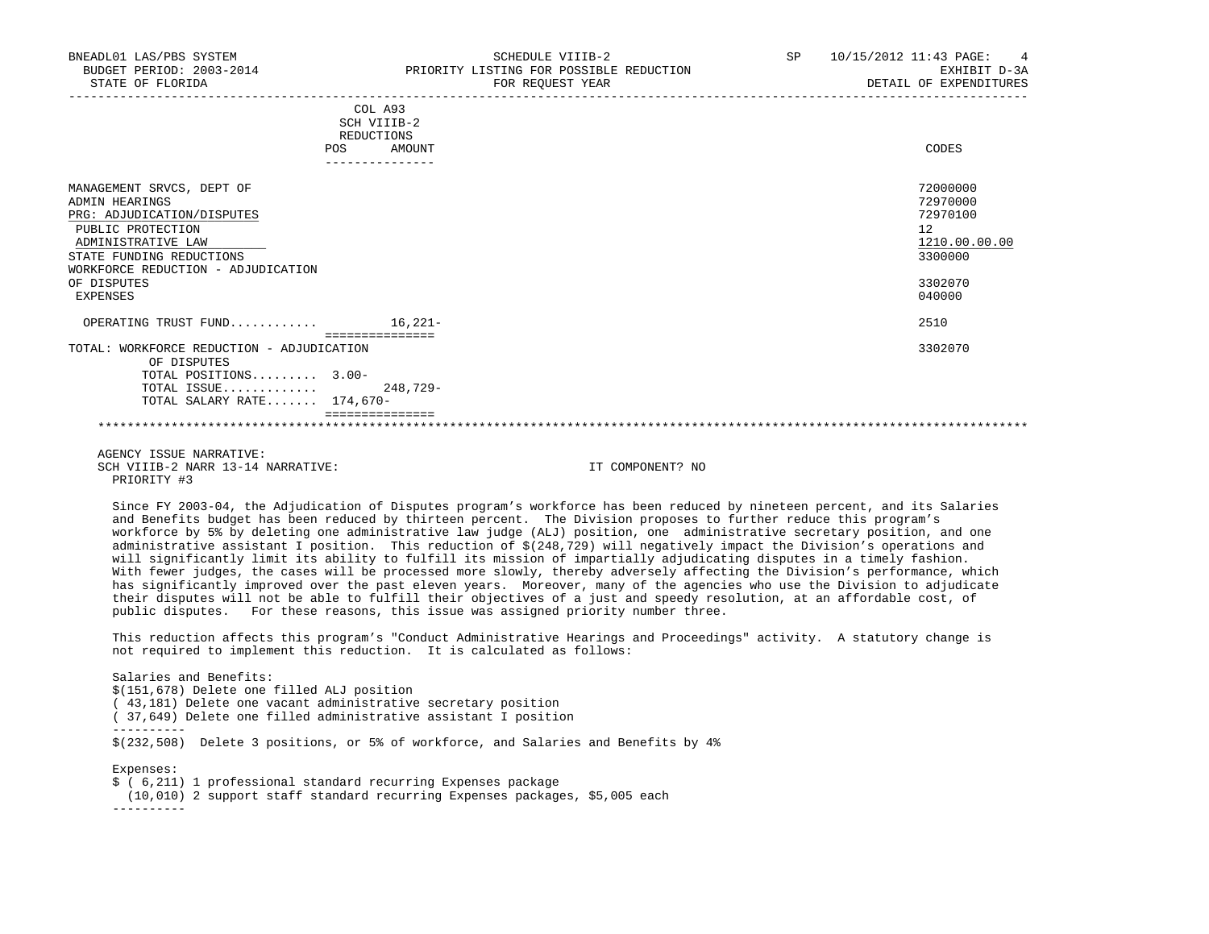BNEADL01 LAS/PBS SYSTEM — SCHEDULE VIIIB-2 — SP 10/15/2012 11:43

BUDGET PERIOD: 2003-2014 — PRIORITY LISTING FOR POSSIBLE REDUCTION — EXHIBIT D-3A

STATE OF FLORIDA — FOR REQUEST YEAR — DETAIL OF EXPENDITURES

| | COL A93 SCH VIIIB-2 REDUCTIONS POS | AMOUNT | CODES |
|---|---|---|---|
| MANAGEMENT SRVCS, DEPT OF | | | 72000000 |
| ADMIN HEARINGS | | | 72970000 |
| PRG: ADJUDICATION/DISPUTES | | | 72970100 |
| PUBLIC PROTECTION | | | 12 |
| ADMINISTRATIVE LAW | | | 1210.00.00.00 |
| STATE FUNDING REDUCTIONS | | | 3300000 |
| WORKFORCE REDUCTION - ADJUDICATION OF DISPUTES | | | 3302070 |
| EXPENSES | | | 040000 |
| OPERATING TRUST FUND............ | | 16,221- | 2510 |
| TOTAL: WORKFORCE REDUCTION - ADJUDICATION OF DISPUTES | | | 3302070 |
| TOTAL POSITIONS......... | 3.00- | | |
| TOTAL ISSUE............. | | 248,729- | |
| TOTAL SALARY RATE....... | 174,670- | | |

AGENCY ISSUE NARRATIVE:

SCH VIIIB-2 NARR 13-14 NARRATIVE: IT COMPONENT? NO

PRIORITY #3

Since FY 2003-04, the Adjudication of Disputes program's workforce has been reduced by nineteen percent, and its Salaries and Benefits budget has been reduced by thirteen percent. The Division proposes to further reduce this program's workforce by 5% by deleting one administrative law judge (ALJ) position, one administrative secretary position, and one administrative assistant I position. This reduction of $(248,729) will negatively impact the Division's operations and will significantly limit its ability to fulfill its mission of impartially adjudicating disputes in a timely fashion. With fewer judges, the cases will be processed more slowly, thereby adversely affecting the Division's performance, which has significantly improved over the past eleven years. Moreover, many of the agencies who use the Division to adjudicate their disputes will not be able to fulfill their objectives of a just and speedy resolution, at an affordable cost, of public disputes. For these reasons, this issue was assigned priority number three.

This reduction affects this program's "Conduct Administrative Hearings and Proceedings" activity. A statutory change is not required to implement this reduction. It is calculated as follows:

Salaries and Benefits:

$(151,678) Delete one filled ALJ position
( 43,181) Delete one vacant administrative secretary position
( 37,649) Delete one filled administrative assistant I position
----------
$(232,508) Delete 3 positions, or 5% of workforce, and Salaries and Benefits by 4%

Expenses:

$ ( 6,211) 1 professional standard recurring Expenses package
(10,010) 2 support staff standard recurring Expenses packages, $5,005 each
----------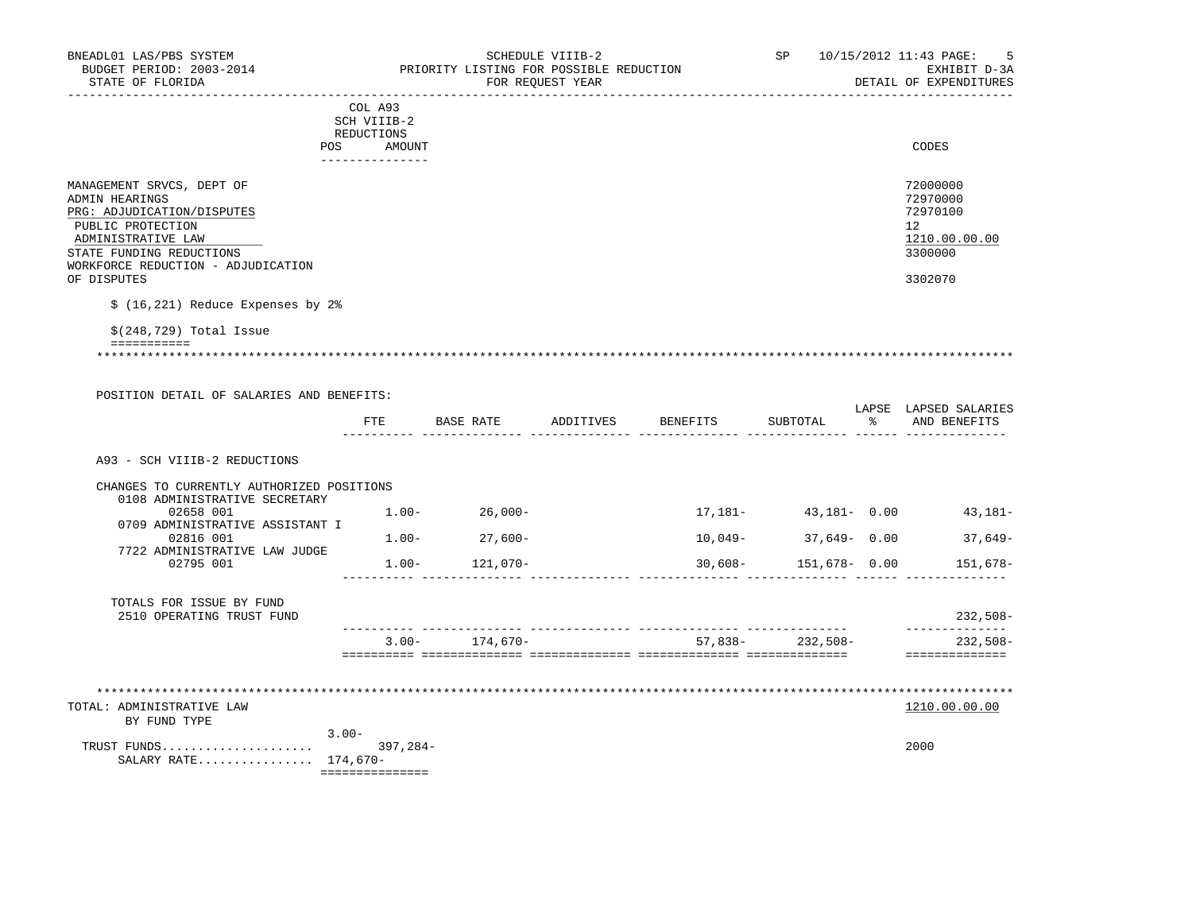BNEADL01 LAS/PBS SYSTEM — SCHEDULE VIIIB-2 — SP 10/15/2012 11:43

BUDGET PERIOD: 2003-2014 — PRIORITY LISTING FOR POSSIBLE REDUCTION — EXHIBIT D-3A

STATE OF FLORIDA — FOR REQUEST YEAR — DETAIL OF EXPENDITURES

| | COL A93 SCH VIIIB-2 REDUCTIONS POS AMOUNT | CODES |
|---|---|---|
| MANAGEMENT SRVCS, DEPT OF | | 72000000 |
| ADMIN HEARINGS | | 72970000 |
| PRG: ADJUDICATION/DISPUTES | | 72970100 |
| PUBLIC PROTECTION | | 12 |
| ADMINISTRATIVE LAW | | 1210.00.00.00 |
| STATE FUNDING REDUCTIONS | | 3300000 |
| WORKFORCE REDUCTION - ADJUDICATION OF DISPUTES | | 3302070 |

$ (16,221) Reduce Expenses by 2%

$(248,729) Total Issue

POSITION DETAIL OF SALARIES AND BENEFITS:

| | FTE | BASE RATE | ADDITIVES | BENEFITS | SUBTOTAL | LAPSE % | LAPSED SALARIES AND BENEFITS |
|---|---|---|---|---|---|---|---|
| A93 - SCH VIIIB-2 REDUCTIONS | | | | | | | |
| CHANGES TO CURRENTLY AUTHORIZED POSITIONS | | | | | | | |
| 0108 ADMINISTRATIVE SECRETARY 02658 001 | 1.00- | 26,000- | | 17,181- | 43,181- | 0.00 | 43,181- |
| 0709 ADMINISTRATIVE ASSISTANT I 02816 001 | 1.00- | 27,600- | | 10,049- | 37,649- | 0.00 | 37,649- |
| 7722 ADMINISTRATIVE LAW JUDGE 02795 001 | 1.00- | 121,070- | | 30,608- | 151,678- | 0.00 | 151,678- |
| TOTALS FOR ISSUE BY FUND | | | | | | | |
| 2510 OPERATING TRUST FUND | | | | | | | 232,508- |
| | 3.00- | 174,670- | | 57,838- | 232,508- | | 232,508- |

| TOTAL: ADMINISTRATIVE LAW BY FUND TYPE | POS | AMOUNT | 1210.00.00.00 |
|---|---|---|---|
| | 3.00- | | |
| TRUST FUNDS..................... | | 397,284- | 2000 |
| SALARY RATE................ | 174,670- | | |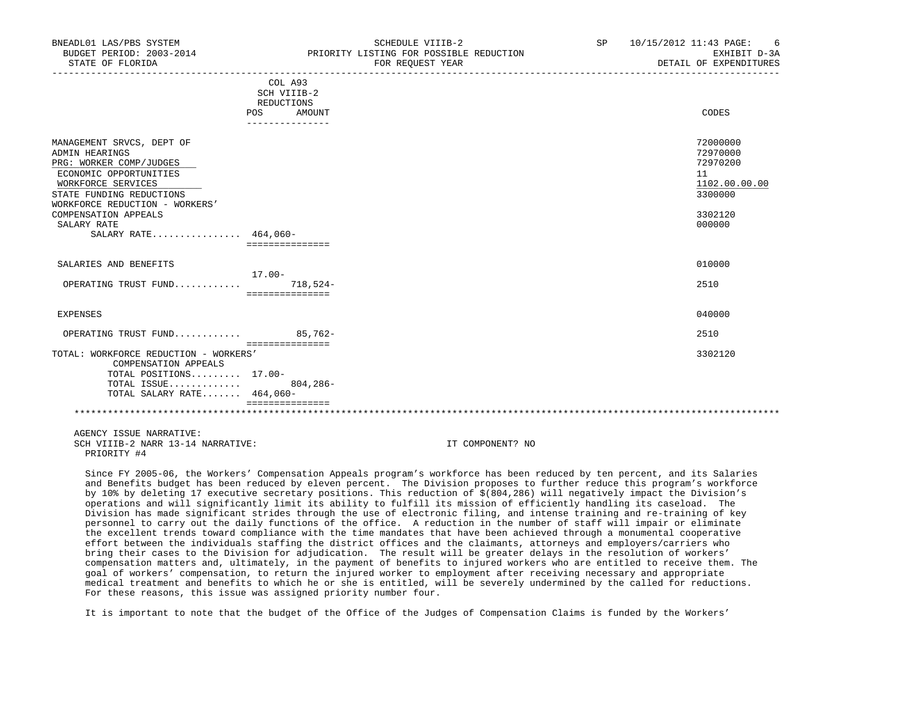| | COL A93 SCH VIIIB-2 REDUCTIONS | | |
|---|---|---|---|
| | POS | AMOUNT | CODES |
| MANAGEMENT SRVCS, DEPT OF | | | 72000000 |
| ADMIN HEARINGS | | | 72970000 |
| PRG: WORKER COMP/JUDGES | | | 72970200 |
| ECONOMIC OPPORTUNITIES | | | 11 |
| WORKFORCE SERVICES | | | 1102.00.00.00 |
| STATE FUNDING REDUCTIONS | | | 3300000 |
| WORKFORCE REDUCTION - WORKERS' COMPENSATION APPEALS | | | 3302120 |
| SALARY RATE | | | 000000 |
| SALARY RATE................ | 464,060- | | |
| SALARIES AND BENEFITS | | | 010000 |
| OPERATING TRUST FUND........... | 17.00- | 718,524- | 2510 |
| EXPENSES | | | 040000 |
| OPERATING TRUST FUND........... | | 85,762- | 2510 |
| TOTAL: WORKFORCE REDUCTION - WORKERS' COMPENSATION APPEALS | | | 3302120 |
| TOTAL POSITIONS......... | 17.00- | | |
| TOTAL ISSUE............. | | 804,286- | |
| TOTAL SALARY RATE....... | 464,060- | | |

AGENCY ISSUE NARRATIVE:
SCH VIIIB-2 NARR 13-14 NARRATIVE: IT COMPONENT? NO
PRIORITY #4

Since FY 2005-06, the Workers' Compensation Appeals program's workforce has been reduced by ten percent, and its Salaries and Benefits budget has been reduced by eleven percent. The Division proposes to further reduce this program's workforce by 10% by deleting 17 executive secretary positions. This reduction of $(804,286) will negatively impact the Division's operations and will significantly limit its ability to fulfill its mission of efficiently handling its caseload. The Division has made significant strides through the use of electronic filing, and intense training and re-training of key personnel to carry out the daily functions of the office. A reduction in the number of staff will impair or eliminate the excellent trends toward compliance with the time mandates that have been achieved through a monumental cooperative effort between the individuals staffing the district offices and the claimants, attorneys and employers/carriers who bring their cases to the Division for adjudication. The result will be greater delays in the resolution of workers' compensation matters and, ultimately, in the payment of benefits to injured workers who are entitled to receive them. The goal of workers' compensation, to return the injured worker to employment after receiving necessary and appropriate medical treatment and benefits to which he or she is entitled, will be severely undermined by the called for reductions. For these reasons, this issue was assigned priority number four.

It is important to note that the budget of the Office of the Judges of Compensation Claims is funded by the Workers'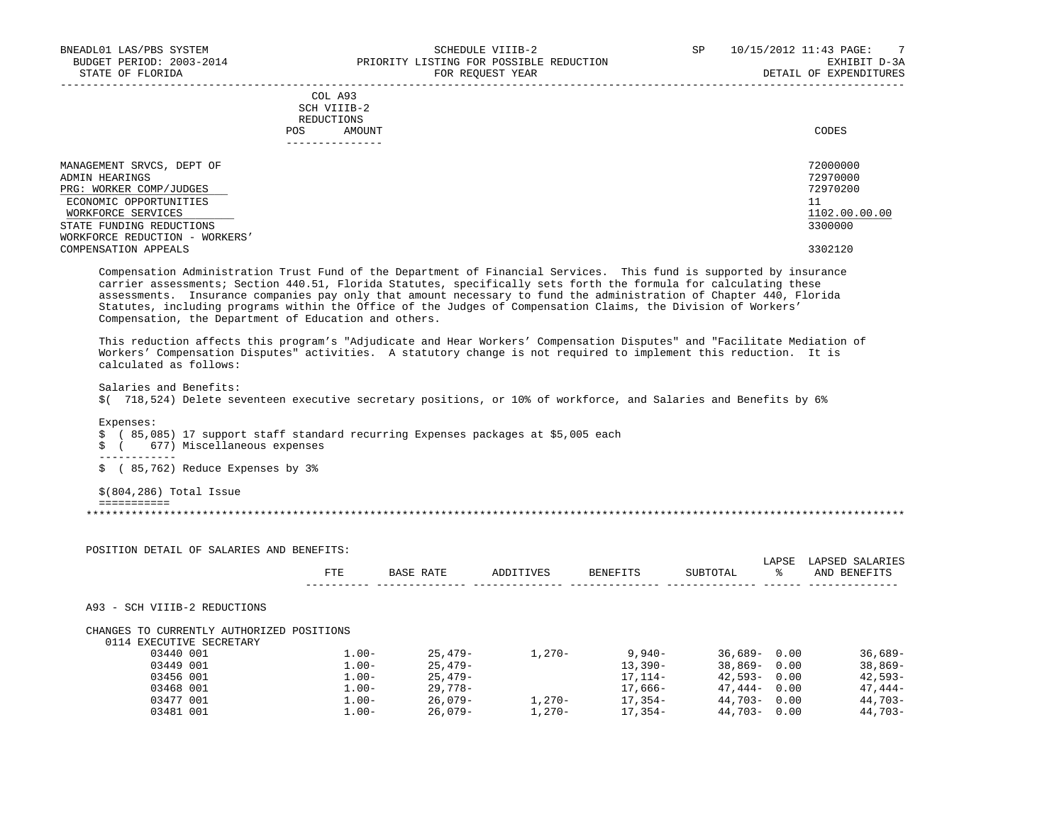| | COL A93 SCH VIIIB-2 REDUCTIONS POS | AMOUNT | CODES |
|---|---|---|---|
| MANAGEMENT SRVCS, DEPT OF | | | 72000000 |
| ADMIN HEARINGS | | | 72970000 |
| PRG: WORKER COMP/JUDGES | | | 72970200 |
| ECONOMIC OPPORTUNITIES | | | 11 |
| WORKFORCE SERVICES | | | 1102.00.00.00 |
| STATE FUNDING REDUCTIONS | | | 3300000 |
| WORKFORCE REDUCTION - WORKERS' COMPENSATION APPEALS | | | 3302120 |

Compensation Administration Trust Fund of the Department of Financial Services. This fund is supported by insurance carrier assessments; Section 440.51, Florida Statutes, specifically sets forth the formula for calculating these assessments. Insurance companies pay only that amount necessary to fund the administration of Chapter 440, Florida Statutes, including programs within the Office of the Judges of Compensation Claims, the Division of Workers' Compensation, the Department of Education and others.

This reduction affects this program's "Adjudicate and Hear Workers' Compensation Disputes" and "Facilitate Mediation of Workers' Compensation Disputes" activities. A statutory change is not required to implement this reduction. It is calculated as follows:

Salaries and Benefits:
$( 718,524) Delete seventeen executive secretary positions, or 10% of workforce, and Salaries and Benefits by 6%

Expenses:
$ ( 85,085) 17 support staff standard recurring Expenses packages at $5,005 each
$ (    677) Miscellaneous expenses
------------
$ ( 85,762) Reduce Expenses by 3%

$(804,286) Total Issue
===========

POSITION DETAIL OF SALARIES AND BENEFITS:

| | FTE | BASE RATE | ADDITIVES | BENEFITS | SUBTOTAL | LAPSE % | LAPSED SALARIES AND BENEFITS |
|---|---|---|---|---|---|---|---|
| A93 - SCH VIIIB-2 REDUCTIONS | | | | | | | |
| CHANGES TO CURRENTLY AUTHORIZED POSITIONS | | | | | | | |
| 0114 EXECUTIVE SECRETARY | | | | | | | |
| 03440 001 | 1.00- | 25,479- | 1,270- | 9,940- | 36,689- | 0.00 | 36,689- |
| 03449 001 | 1.00- | 25,479- | | 13,390- | 38,869- | 0.00 | 38,869- |
| 03456 001 | 1.00- | 25,479- | | 17,114- | 42,593- | 0.00 | 42,593- |
| 03468 001 | 1.00- | 29,778- | | 17,666- | 47,444- | 0.00 | 47,444- |
| 03477 001 | 1.00- | 26,079- | 1,270- | 17,354- | 44,703- | 0.00 | 44,703- |
| 03481 001 | 1.00- | 26,079- | 1,270- | 17,354- | 44,703- | 0.00 | 44,703- |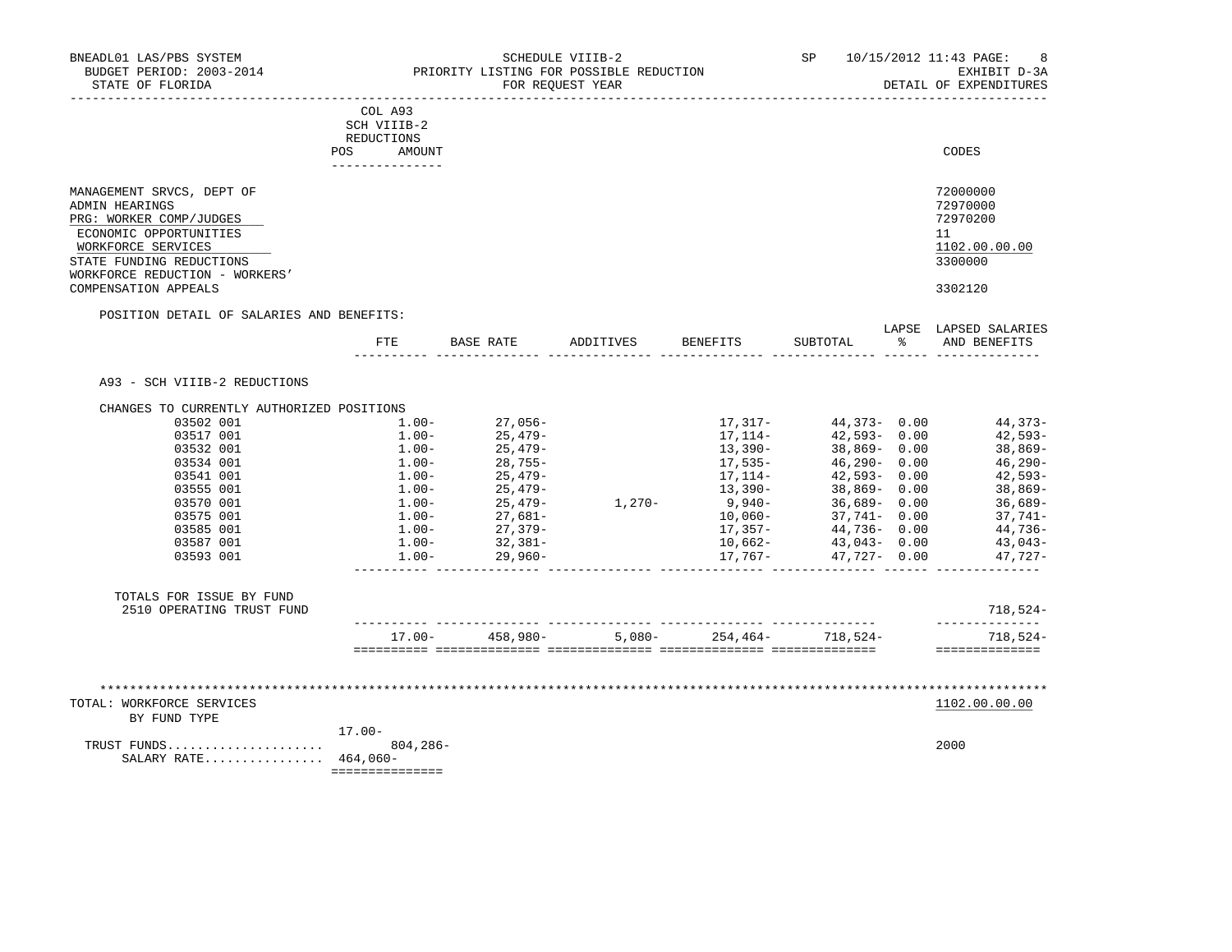BNEADL01 LAS/PBS SYSTEM
BUDGET PERIOD: 2003-2014
STATE OF FLORIDA

SCHEDULE VIIIB-2
PRIORITY LISTING FOR POSSIBLE REDUCTION
FOR REQUEST YEAR

SP 10/15/2012 11:43

EXHIBIT D-3A
DETAIL OF EXPENDITURES

| | COL A93 SCH VIIIB-2 REDUCTIONS POS AMOUNT | CODES |
|---|---|---|
| MANAGEMENT SRVCS, DEPT OF | | 72000000 |
| ADMIN HEARINGS | | 72970000 |
| PRG: WORKER COMP/JUDGES | | 72970200 |
| ECONOMIC OPPORTUNITIES | | 11 |
| WORKFORCE SERVICES | | 1102.00.00.00 |
| STATE FUNDING REDUCTIONS | | 3300000 |
| WORKFORCE REDUCTION - WORKERS' COMPENSATION APPEALS | | 3302120 |

POSITION DETAIL OF SALARIES AND BENEFITS:

| | FTE | BASE RATE | ADDITIVES | BENEFITS | SUBTOTAL | LAPSE % | LAPSED SALARIES AND BENEFITS |
|---|---|---|---|---|---|---|---|
| A93 - SCH VIIIB-2 REDUCTIONS | | | | | | | |
| CHANGES TO CURRENTLY AUTHORIZED POSITIONS | | | | | | | |
| 03502 001 | 1.00- | 27,056- | | 17,317- | 44,373- | 0.00 | 44,373- |
| 03517 001 | 1.00- | 25,479- | | 17,114- | 42,593- | 0.00 | 42,593- |
| 03532 001 | 1.00- | 25,479- | | 13,390- | 38,869- | 0.00 | 38,869- |
| 03534 001 | 1.00- | 28,755- | | 17,535- | 46,290- | 0.00 | 46,290- |
| 03541 001 | 1.00- | 25,479- | | 17,114- | 42,593- | 0.00 | 42,593- |
| 03555 001 | 1.00- | 25,479- | | 13,390- | 38,869- | 0.00 | 38,869- |
| 03570 001 | 1.00- | 25,479- | 1,270- | 9,940- | 36,689- | 0.00 | 36,689- |
| 03575 001 | 1.00- | 27,681- | | 10,060- | 37,741- | 0.00 | 37,741- |
| 03585 001 | 1.00- | 27,379- | | 17,357- | 44,736- | 0.00 | 44,736- |
| 03587 001 | 1.00- | 32,381- | | 10,662- | 43,043- | 0.00 | 43,043- |
| 03593 001 | 1.00- | 29,960- | | 17,767- | 47,727- | 0.00 | 47,727- |
| TOTALS FOR ISSUE BY FUND | | | | | | | |
| 2510 OPERATING TRUST FUND | | | | | | | 718,524- |
| | 17.00- | 458,980- | 5,080- | 254,464- | 718,524- | | 718,524- |

TOTAL: WORKFORCE SERVICES — 1102.00.00.00
BY FUND TYPE

| | POS / AMOUNT | CODES |
|---|---|---|
| | 17.00- | |
| TRUST FUNDS..................... | 804,286- | 2000 |
| SALARY RATE................ | 464,060- | |